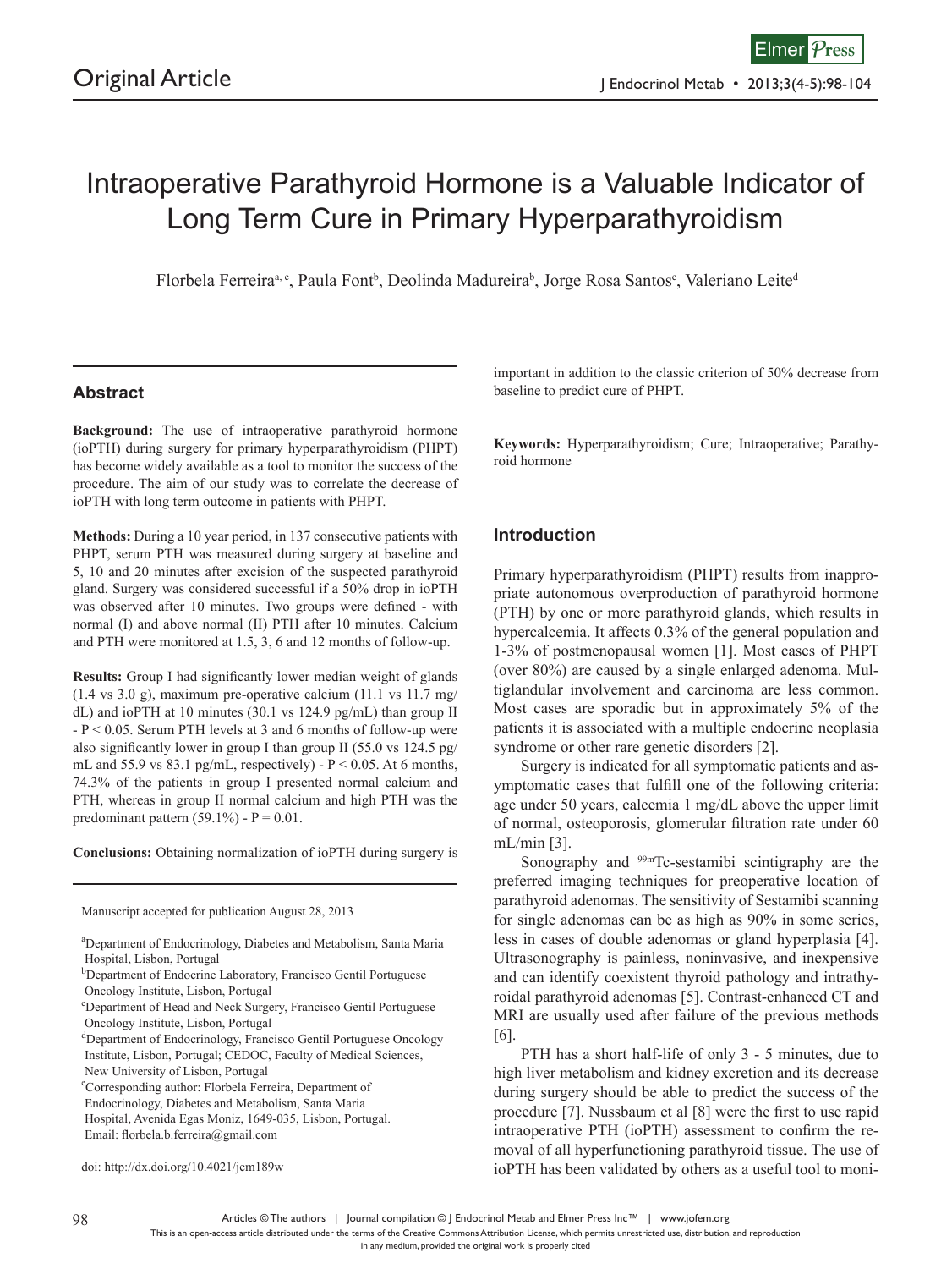Original Article

# Intraoperative Parathyroid Hormone is a Valuable Indicator of Long Term Cure in Primary Hyperparathyroidism

Florbela Ferreira[a, e], Paula Font[b], Deolinda Madureira[b], Jorge Rosa Santos[c], Valeriano Leite[d]

## Abstract

**Background:** The use of intraoperative parathyroid hormone (ioPTH) during surgery for primary hyperparathyroidism (PHPT) has become widely available as a tool to monitor the success of the procedure. The aim of our study was to correlate the decrease of ioPTH with long term outcome in patients with PHPT.

**Methods:** During a 10 year period, in 137 consecutive patients with PHPT, serum PTH was measured during surgery at baseline and 5, 10 and 20 minutes after excision of the suspected parathyroid gland. Surgery was considered successful if a 50% drop in ioPTH was observed after 10 minutes. Two groups were defined - with normal (I) and above normal (II) PTH after 10 minutes. Calcium and PTH were monitored at 1.5, 3, 6 and 12 months of follow-up.

**Results:** Group I had significantly lower median weight of glands (1.4 vs 3.0 g), maximum pre-operative calcium (11.1 vs 11.7 mg/dL) and ioPTH at 10 minutes (30.1 vs 124.9 pg/mL) than group II - $P < 0.05$. Serum PTH levels at 3 and 6 months of follow-up were also significantly lower in group I than group II (55.0 vs 124.5 pg/mL and 55.9 vs 83.1 pg/mL, respectively) - $P < 0.05$. At 6 months, 74.3% of the patients in group I presented normal calcium and PTH, whereas in group II normal calcium and high PTH was the predominant pattern (59.1%) - $P = 0.01$.

**Conclusions:** Obtaining normalization of ioPTH during surgery is important in addition to the classic criterion of 50% decrease from baseline to predict cure of PHPT.

**Keywords:** Hyperparathyroidism; Cure; Intraoperative; Parathyroid hormone

Manuscript accepted for publication August 28, 2013

[a]Department of Endocrinology, Diabetes and Metabolism, Santa Maria Hospital, Lisbon, Portugal
[b]Department of Endocrine Laboratory, Francisco Gentil Portuguese Oncology Institute, Lisbon, Portugal
[c]Department of Head and Neck Surgery, Francisco Gentil Portuguese Oncology Institute, Lisbon, Portugal
[d]Department of Endocrinology, Francisco Gentil Portuguese Oncology Institute, Lisbon, Portugal; CEDOC, Faculty of Medical Sciences, New University of Lisbon, Portugal
[e]Corresponding author: Florbela Ferreira, Department of Endocrinology, Diabetes and Metabolism, Santa Maria Hospital, Avenida Egas Moniz, 1649-035, Lisbon, Portugal. Email: florbela.b.ferreira@gmail.com

doi: http://dx.doi.org/10.4021/jem189w

## Introduction

Primary hyperparathyroidism (PHPT) results from inappropriate autonomous overproduction of parathyroid hormone (PTH) by one or more parathyroid glands, which results in hypercalcemia. It affects 0.3% of the general population and 1-3% of postmenopausal women [1]. Most cases of PHPT (over 80%) are caused by a single enlarged adenoma. Multiglandular involvement and carcinoma are less common. Most cases are sporadic but in approximately 5% of the patients it is associated with a multiple endocrine neoplasia syndrome or other rare genetic disorders [2].

Surgery is indicated for all symptomatic patients and asymptomatic cases that fulfill one of the following criteria: age under 50 years, calcemia 1 mg/dL above the upper limit of normal, osteoporosis, glomerular filtration rate under 60 mL/min [3].

Sonography and $^{99m}$Tc-sestamibi scintigraphy are the preferred imaging techniques for preoperative location of parathyroid adenomas. The sensitivity of Sestamibi scanning for single adenomas can be as high as 90% in some series, less in cases of double adenomas or gland hyperplasia [4]. Ultrasonography is painless, noninvasive, and inexpensive and can identify coexistent thyroid pathology and intrathyroidal parathyroid adenomas [5]. Contrast-enhanced CT and MRI are usually used after failure of the previous methods [6].

PTH has a short half-life of only 3 - 5 minutes, due to high liver metabolism and kidney excretion and its decrease during surgery should be able to predict the success of the procedure [7]. Nussbaum et al [8] were the first to use rapid intraoperative PTH (ioPTH) assessment to confirm the removal of all hyperfunctioning parathyroid tissue. The use of ioPTH has been validated by others as a useful tool to moni-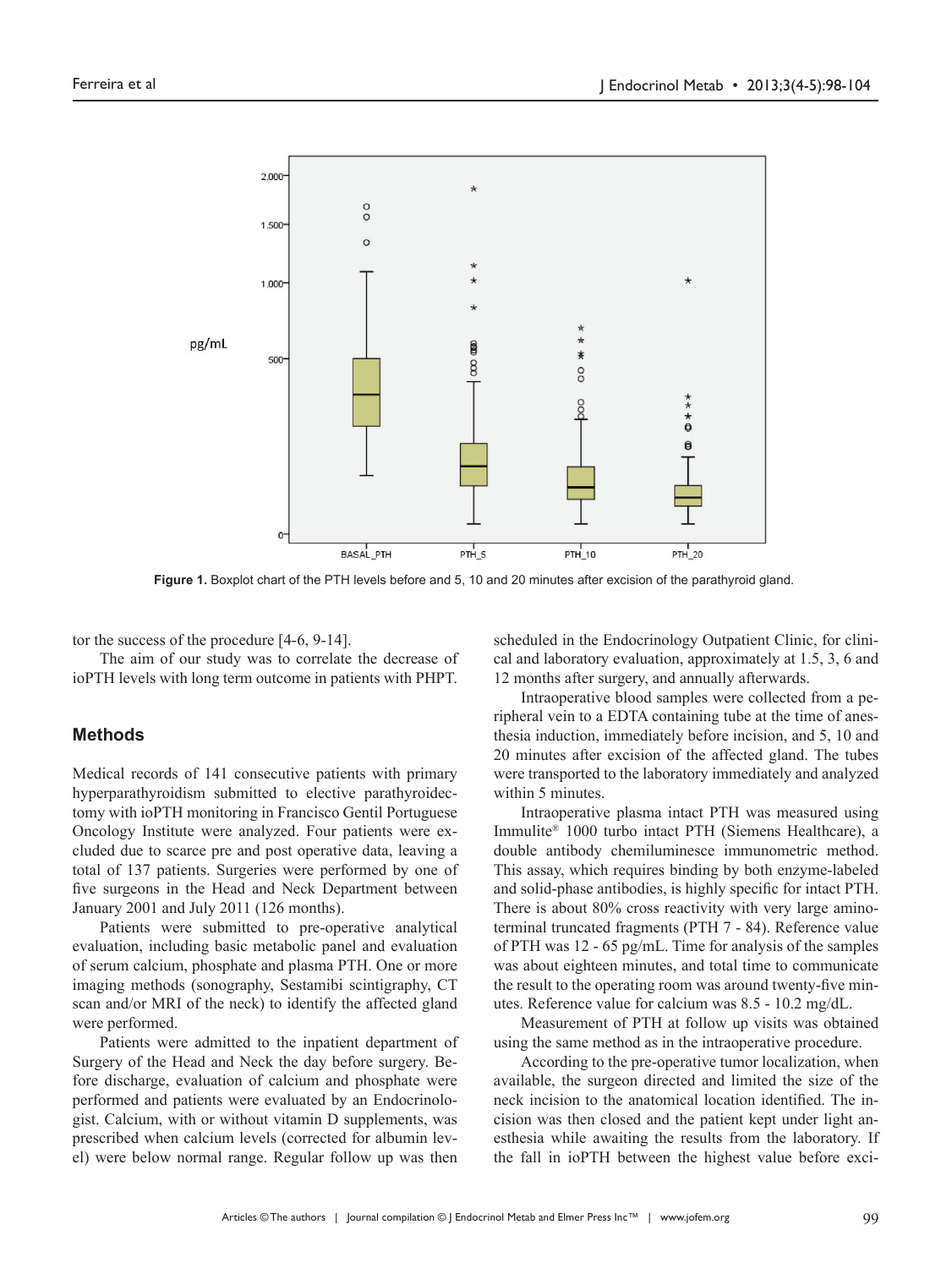Figure 1. Boxplot chart of the PTH levels before and 5, 10 and 20 minutes after excision of the parathyroid gland.

tor the success of the procedure [4-6, 9-14].

The aim of our study was to correlate the decrease of ioPTH levels with long term outcome in patients with PHPT.

## Methods

Medical records of 141 consecutive patients with primary hyperparathyroidism submitted to elective parathyroidectomy with ioPTH monitoring in Francisco Gentil Portuguese Oncology Institute were analyzed. Four patients were excluded due to scarce pre and post operative data, leaving a total of 137 patients. Surgeries were performed by one of five surgeons in the Head and Neck Department between January 2001 and July 2011 (126 months).

Patients were submitted to pre-operative analytical evaluation, including basic metabolic panel and evaluation of serum calcium, phosphate and plasma PTH. One or more imaging methods (sonography, Sestamibi scintigraphy, CT scan and/or MRI of the neck) to identify the affected gland were performed.

Patients were admitted to the inpatient department of Surgery of the Head and Neck the day before surgery. Before discharge, evaluation of calcium and phosphate were performed and patients were evaluated by an Endocrinologist. Calcium, with or without vitamin D supplements, was prescribed when calcium levels (corrected for albumin level) were below normal range. Regular follow up was then scheduled in the Endocrinology Outpatient Clinic, for clinical and laboratory evaluation, approximately at 1.5, 3, 6 and 12 months after surgery, and annually afterwards.

Intraoperative blood samples were collected from a peripheral vein to a EDTA containing tube at the time of anesthesia induction, immediately before incision, and 5, 10 and 20 minutes after excision of the affected gland. The tubes were transported to the laboratory immediately and analyzed within 5 minutes.

Intraoperative plasma intact PTH was measured using Immulite® 1000 turbo intact PTH (Siemens Healthcare), a double antibody chemiluminesce immunometric method. This assay, which requires binding by both enzyme-labeled and solid-phase antibodies, is highly specific for intact PTH. There is about 80% cross reactivity with very large amino-terminal truncated fragments (PTH 7 - 84). Reference value of PTH was 12 - 65 pg/mL. Time for analysis of the samples was about eighteen minutes, and total time to communicate the result to the operating room was around twenty-five minutes. Reference value for calcium was 8.5 - 10.2 mg/dL.

Measurement of PTH at follow up visits was obtained using the same method as in the intraoperative procedure.

According to the pre-operative tumor localization, when available, the surgeon directed and limited the size of the neck incision to the anatomical location identified. The incision was then closed and the patient kept under light anesthesia while awaiting the results from the laboratory. If the fall in ioPTH between the highest value before exci-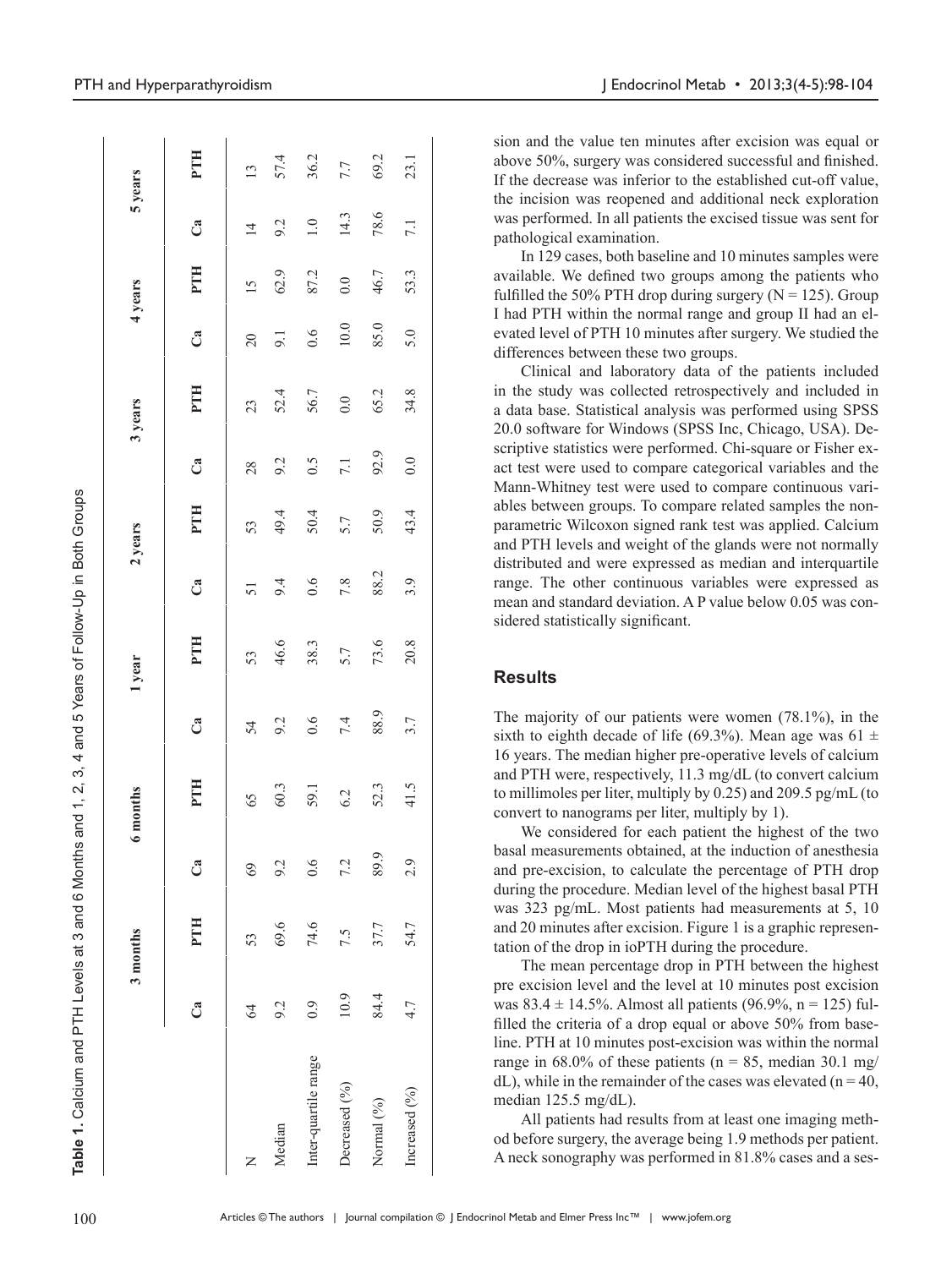**Table 1.** Calcium and PTH Levels at 3 and 6 Months and 1, 2, 3, 4 and 5 Years of Follow-Up in Both Groups

| | 3 months | | 6 months | | 1 year | | 2 years | | 3 years | | 4 years | | 5 years | |
|---|---|---|---|---|---|---|---|---|---|---|---|---|---|---|
| | Ca | PTH | Ca | PTH | Ca | PTH | Ca | PTH | Ca | PTH | Ca | PTH | Ca | PTH |
| N | 64 | 53 | 69 | 65 | 54 | 53 | 51 | 53 | 28 | 23 | 20 | 15 | 14 | 13 |
| Median | 9.2 | 69.6 | 9.2 | 60.3 | 9.2 | 46.6 | 9.4 | 49.4 | 9.2 | 52.4 | 9.1 | 62.9 | 9.2 | 57.4 |
| Inter-quartile range | 0.9 | 74.6 | 0.6 | 59.1 | 0.6 | 38.3 | 0.6 | 50.4 | 0.5 | 56.7 | 0.6 | 87.2 | 1.0 | 36.2 |
| Decreased (%) | 10.9 | 7.5 | 7.2 | 6.2 | 7.4 | 5.7 | 7.8 | 5.7 | 7.1 | 0.0 | 10.0 | 0.0 | 14.3 | 7.7 |
| Normal (%) | 84.4 | 37.7 | 89.9 | 52.3 | 88.9 | 73.6 | 88.2 | 50.9 | 92.9 | 65.2 | 85.0 | 46.7 | 78.6 | 69.2 |
| Increased (%) | 4.7 | 54.7 | 2.9 | 41.5 | 3.7 | 20.8 | 3.9 | 43.4 | 0.0 | 34.8 | 5.0 | 53.3 | 7.1 | 23.1 |

sion and the value ten minutes after excision was equal or above 50%, surgery was considered successful and finished. If the decrease was inferior to the established cut-off value, the incision was reopened and additional neck exploration was performed. In all patients the excised tissue was sent for pathological examination.

In 129 cases, both baseline and 10 minutes samples were available. We defined two groups among the patients who fulfilled the 50% PTH drop during surgery (N = 125). Group I had PTH within the normal range and group II had an elevated level of PTH 10 minutes after surgery. We studied the differences between these two groups.

Clinical and laboratory data of the patients included in the study was collected retrospectively and included in a data base. Statistical analysis was performed using SPSS 20.0 software for Windows (SPSS Inc, Chicago, USA). Descriptive statistics were performed. Chi-square or Fisher exact test were used to compare categorical variables and the Mann-Whitney test were used to compare continuous variables between groups. To compare related samples the non-parametric Wilcoxon signed rank test was applied. Calcium and PTH levels and weight of the glands were not normally distributed and were expressed as median and interquartile range. The other continuous variables were expressed as mean and standard deviation. A P value below 0.05 was considered statistically significant.

## Results

The majority of our patients were women (78.1%), in the sixth to eighth decade of life (69.3%). Mean age was 61 ± 16 years. The median higher pre-operative levels of calcium and PTH were, respectively, 11.3 mg/dL (to convert calcium to millimoles per liter, multiply by 0.25) and 209.5 pg/mL (to convert to nanograms per liter, multiply by 1).

We considered for each patient the highest of the two basal measurements obtained, at the induction of anesthesia and pre-excision, to calculate the percentage of PTH drop during the procedure. Median level of the highest basal PTH was 323 pg/mL. Most patients had measurements at 5, 10 and 20 minutes after excision. Figure 1 is a graphic representation of the drop in ioPTH during the procedure.

The mean percentage drop in PTH between the highest pre excision level and the level at 10 minutes post excision was 83.4 ± 14.5%. Almost all patients (96.9%, n = 125) fulfilled the criteria of a drop equal or above 50% from baseline. PTH at 10 minutes post-excision was within the normal range in 68.0% of these patients (n = 85, median 30.1 mg/dL), while in the remainder of the cases was elevated (n = 40, median 125.5 mg/dL).

All patients had results from at least one imaging method before surgery, the average being 1.9 methods per patient. A neck sonography was performed in 81.8% cases and a ses-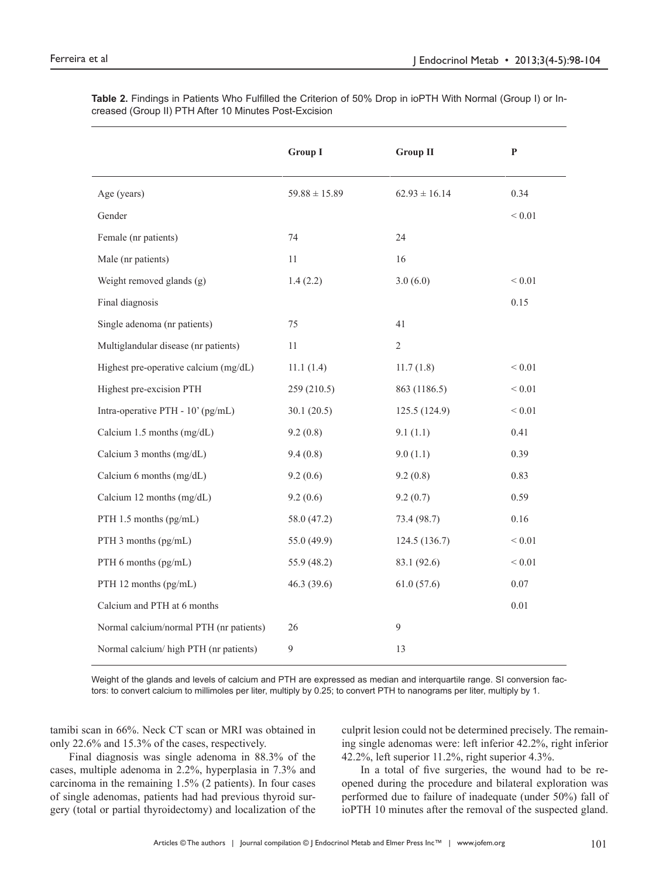**Table 2.** Findings in Patients Who Fulfilled the Criterion of 50% Drop in ioPTH With Normal (Group I) or Increased (Group II) PTH After 10 Minutes Post-Excision

| | Group I | Group II | P |
|---|---|---|---|
| Age (years) | 59.88 ± 15.89 | 62.93 ± 16.14 | 0.34 |
| Gender | | | < 0.01 |
| Female (nr patients) | 74 | 24 | |
| Male (nr patients) | 11 | 16 | |
| Weight removed glands (g) | 1.4 (2.2) | 3.0 (6.0) | < 0.01 |
| Final diagnosis | | | 0.15 |
| Single adenoma (nr patients) | 75 | 41 | |
| Multiglandular disease (nr patients) | 11 | 2 | |
| Highest pre-operative calcium (mg/dL) | 11.1 (1.4) | 11.7 (1.8) | < 0.01 |
| Highest pre-excision PTH | 259 (210.5) | 863 (1186.5) | < 0.01 |
| Intra-operative PTH - 10' (pg/mL) | 30.1 (20.5) | 125.5 (124.9) | < 0.01 |
| Calcium 1.5 months (mg/dL) | 9.2 (0.8) | 9.1 (1.1) | 0.41 |
| Calcium 3 months (mg/dL) | 9.4 (0.8) | 9.0 (1.1) | 0.39 |
| Calcium 6 months (mg/dL) | 9.2 (0.6) | 9.2 (0.8) | 0.83 |
| Calcium 12 months (mg/dL) | 9.2 (0.6) | 9.2 (0.7) | 0.59 |
| PTH 1.5 months (pg/mL) | 58.0 (47.2) | 73.4 (98.7) | 0.16 |
| PTH 3 months (pg/mL) | 55.0 (49.9) | 124.5 (136.7) | < 0.01 |
| PTH 6 months (pg/mL) | 55.9 (48.2) | 83.1 (92.6) | < 0.01 |
| PTH 12 months (pg/mL) | 46.3 (39.6) | 61.0 (57.6) | 0.07 |
| Calcium and PTH at 6 months | | | 0.01 |
| Normal calcium/normal PTH (nr patients) | 26 | 9 | |
| Normal calcium/ high PTH (nr patients) | 9 | 13 | |

Weight of the glands and levels of calcium and PTH are expressed as median and interquartile range. SI conversion factors: to convert calcium to millimoles per liter, multiply by 0.25; to convert PTH to nanograms per liter, multiply by 1.

tamibi scan in 66%. Neck CT scan or MRI was obtained in only 22.6% and 15.3% of the cases, respectively.

Final diagnosis was single adenoma in 88.3% of the cases, multiple adenoma in 2.2%, hyperplasia in 7.3% and carcinoma in the remaining 1.5% (2 patients). In four cases of single adenomas, patients had had previous thyroid surgery (total or partial thyroidectomy) and localization of the culprit lesion could not be determined precisely. The remaining single adenomas were: left inferior 42.2%, right inferior 42.2%, left superior 11.2%, right superior 4.3%.

In a total of five surgeries, the wound had to be reopened during the procedure and bilateral exploration was performed due to failure of inadequate (under 50%) fall of ioPTH 10 minutes after the removal of the suspected gland.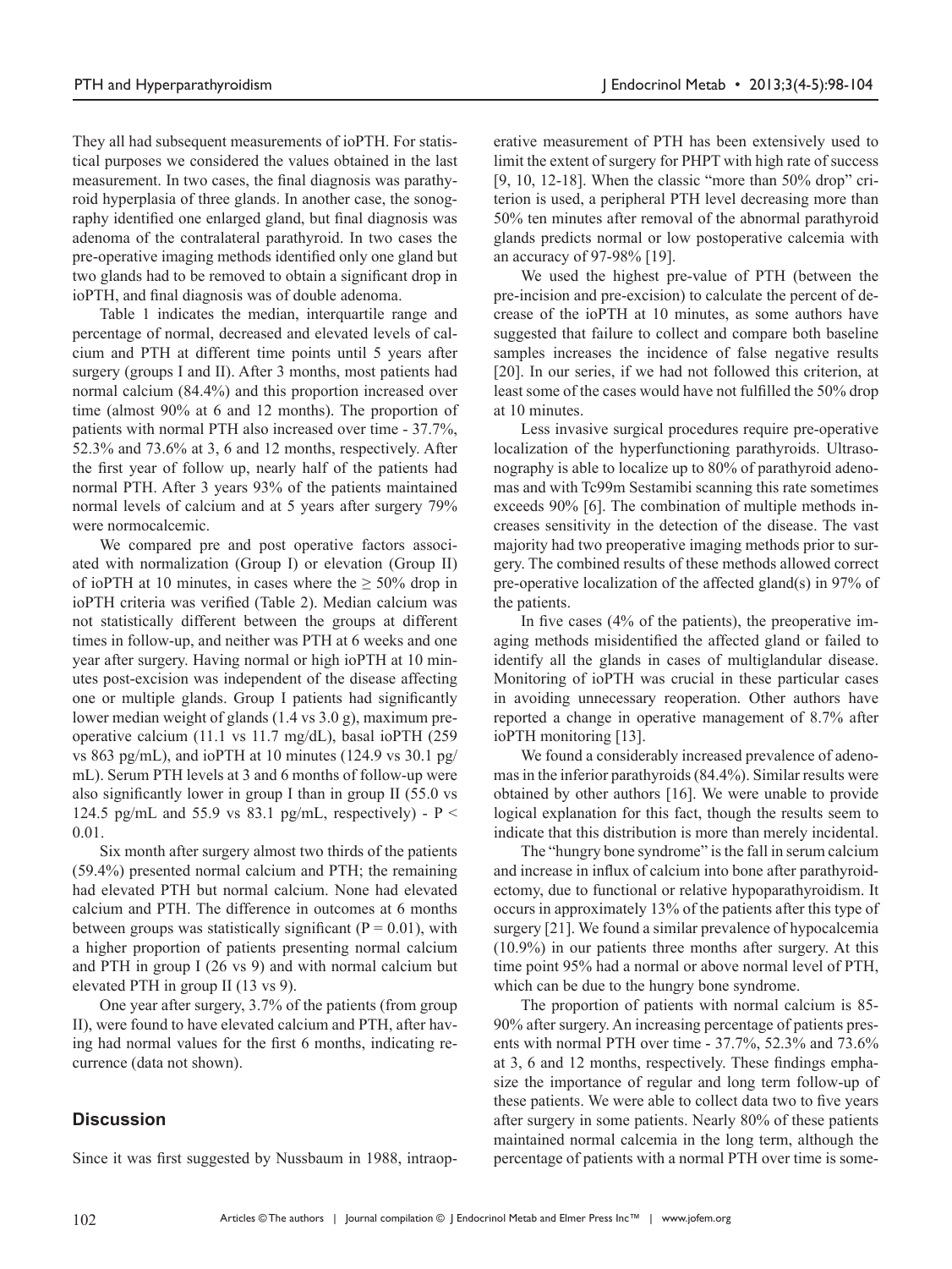They all had subsequent measurements of ioPTH. For statistical purposes we considered the values obtained in the last measurement. In two cases, the final diagnosis was parathyroid hyperplasia of three glands. In another case, the sonography identified one enlarged gland, but final diagnosis was adenoma of the contralateral parathyroid. In two cases the pre-operative imaging methods identified only one gland but two glands had to be removed to obtain a significant drop in ioPTH, and final diagnosis was of double adenoma.

Table 1 indicates the median, interquartile range and percentage of normal, decreased and elevated levels of calcium and PTH at different time points until 5 years after surgery (groups I and II). After 3 months, most patients had normal calcium (84.4%) and this proportion increased over time (almost 90% at 6 and 12 months). The proportion of patients with normal PTH also increased over time - 37.7%, 52.3% and 73.6% at 3, 6 and 12 months, respectively. After the first year of follow up, nearly half of the patients had normal PTH. After 3 years 93% of the patients maintained normal levels of calcium and at 5 years after surgery 79% were normocalcemic.

We compared pre and post operative factors associated with normalization (Group I) or elevation (Group II) of ioPTH at 10 minutes, in cases where the $\geq$ 50% drop in ioPTH criteria was verified (Table 2). Median calcium was not statistically different between the groups at different times in follow-up, and neither was PTH at 6 weeks and one year after surgery. Having normal or high ioPTH at 10 minutes post-excision was independent of the disease affecting one or multiple glands. Group I patients had significantly lower median weight of glands (1.4 vs 3.0 g), maximum pre-operative calcium (11.1 vs 11.7 mg/dL), basal ioPTH (259 vs 863 pg/mL), and ioPTH at 10 minutes (124.9 vs 30.1 pg/mL). Serum PTH levels at 3 and 6 months of follow-up were also significantly lower in group I than in group II (55.0 vs 124.5 pg/mL and 55.9 vs 83.1 pg/mL, respectively) - $P < 0.01$.

Six month after surgery almost two thirds of the patients (59.4%) presented normal calcium and PTH; the remaining had elevated PTH but normal calcium. None had elevated calcium and PTH. The difference in outcomes at 6 months between groups was statistically significant ($P = 0.01$), with a higher proportion of patients presenting normal calcium and PTH in group I (26 vs 9) and with normal calcium but elevated PTH in group II (13 vs 9).

One year after surgery, 3.7% of the patients (from group II), were found to have elevated calcium and PTH, after having had normal values for the first 6 months, indicating recurrence (data not shown).

## Discussion

Since it was first suggested by Nussbaum in 1988, intraoperative measurement of PTH has been extensively used to limit the extent of surgery for PHPT with high rate of success [9, 10, 12-18]. When the classic "more than 50% drop" criterion is used, a peripheral PTH level decreasing more than 50% ten minutes after removal of the abnormal parathyroid glands predicts normal or low postoperative calcemia with an accuracy of 97-98% [19].

We used the highest pre-value of PTH (between the pre-incision and pre-excision) to calculate the percent of decrease of the ioPTH at 10 minutes, as some authors have suggested that failure to collect and compare both baseline samples increases the incidence of false negative results [20]. In our series, if we had not followed this criterion, at least some of the cases would have not fulfilled the 50% drop at 10 minutes.

Less invasive surgical procedures require pre-operative localization of the hyperfunctioning parathyroids. Ultrasonography is able to localize up to 80% of parathyroid adenomas and with Tc99m Sestamibi scanning this rate sometimes exceeds 90% [6]. The combination of multiple methods increases sensitivity in the detection of the disease. The vast majority had two preoperative imaging methods prior to surgery. The combined results of these methods allowed correct pre-operative localization of the affected gland(s) in 97% of the patients.

In five cases (4% of the patients), the preoperative imaging methods misidentified the affected gland or failed to identify all the glands in cases of multiglandular disease. Monitoring of ioPTH was crucial in these particular cases in avoiding unnecessary reoperation. Other authors have reported a change in operative management of 8.7% after ioPTH monitoring [13].

We found a considerably increased prevalence of adenomas in the inferior parathyroids (84.4%). Similar results were obtained by other authors [16]. We were unable to provide logical explanation for this fact, though the results seem to indicate that this distribution is more than merely incidental.

The "hungry bone syndrome" is the fall in serum calcium and increase in influx of calcium into bone after parathyroidectomy, due to functional or relative hypoparathyroidism. It occurs in approximately 13% of the patients after this type of surgery [21]. We found a similar prevalence of hypocalcemia (10.9%) in our patients three months after surgery. At this time point 95% had a normal or above normal level of PTH, which can be due to the hungry bone syndrome.

The proportion of patients with normal calcium is 85-90% after surgery. An increasing percentage of patients presents with normal PTH over time - 37.7%, 52.3% and 73.6% at 3, 6 and 12 months, respectively. These findings emphasize the importance of regular and long term follow-up of these patients. We were able to collect data two to five years after surgery in some patients. Nearly 80% of these patients maintained normal calcemia in the long term, although the percentage of patients with a normal PTH over time is some-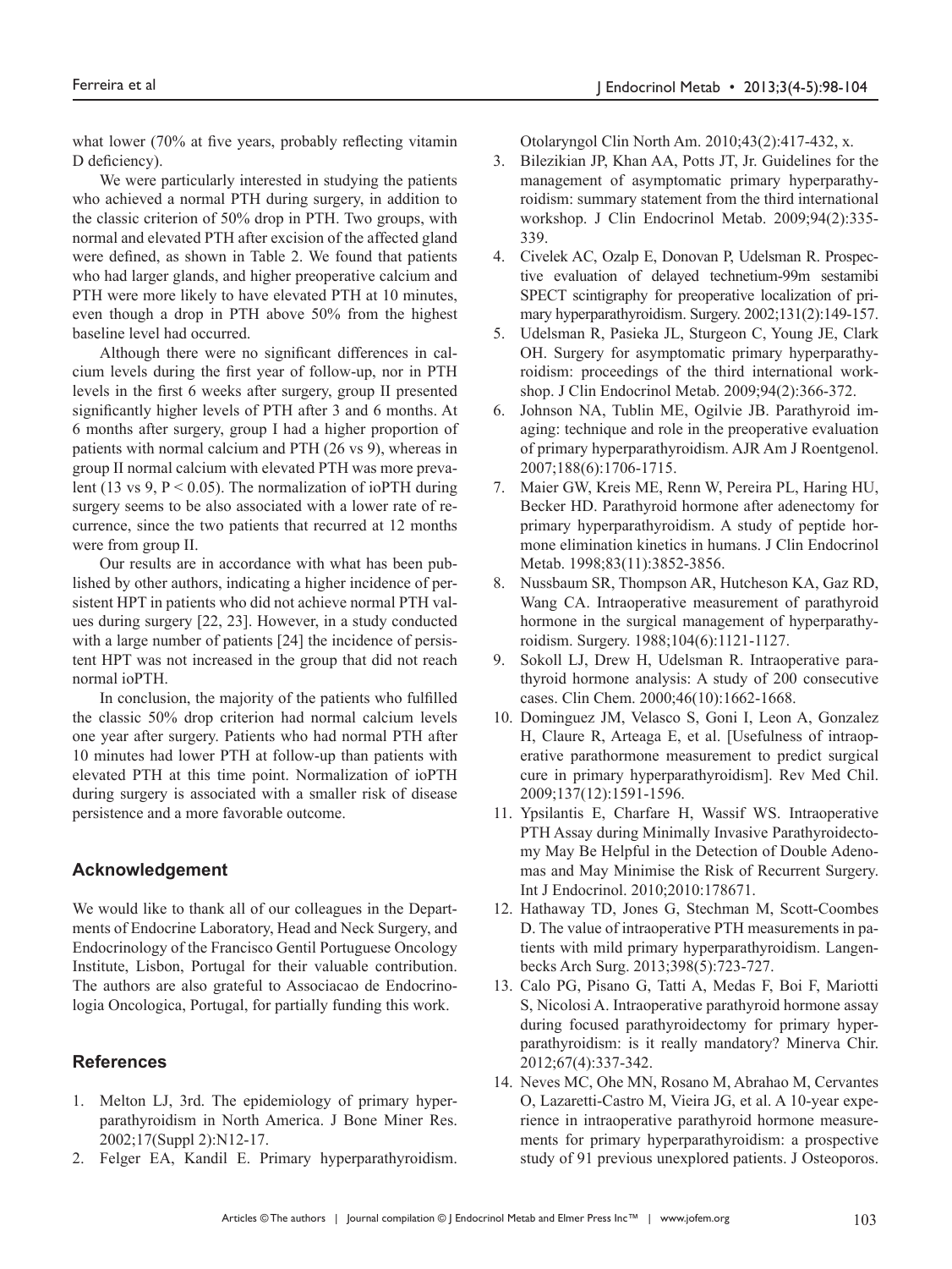what lower (70% at five years, probably reflecting vitamin D deficiency).

We were particularly interested in studying the patients who achieved a normal PTH during surgery, in addition to the classic criterion of 50% drop in PTH. Two groups, with normal and elevated PTH after excision of the affected gland were defined, as shown in Table 2. We found that patients who had larger glands, and higher preoperative calcium and PTH were more likely to have elevated PTH at 10 minutes, even though a drop in PTH above 50% from the highest baseline level had occurred.

Although there were no significant differences in calcium levels during the first year of follow-up, nor in PTH levels in the first 6 weeks after surgery, group II presented significantly higher levels of PTH after 3 and 6 months. At 6 months after surgery, group I had a higher proportion of patients with normal calcium and PTH (26 vs 9), whereas in group II normal calcium with elevated PTH was more prevalent (13 vs 9, $P < 0.05$). The normalization of ioPTH during surgery seems to be also associated with a lower rate of recurrence, since the two patients that recurred at 12 months were from group II.

Our results are in accordance with what has been published by other authors, indicating a higher incidence of persistent HPT in patients who did not achieve normal PTH values during surgery [22, 23]. However, in a study conducted with a large number of patients [24] the incidence of persistent HPT was not increased in the group that did not reach normal ioPTH.

In conclusion, the majority of the patients who fulfilled the classic 50% drop criterion had normal calcium levels one year after surgery. Patients who had normal PTH after 10 minutes had lower PTH at follow-up than patients with elevated PTH at this time point. Normalization of ioPTH during surgery is associated with a smaller risk of disease persistence and a more favorable outcome.

## Acknowledgement

We would like to thank all of our colleagues in the Departments of Endocrine Laboratory, Head and Neck Surgery, and Endocrinology of the Francisco Gentil Portuguese Oncology Institute, Lisbon, Portugal for their valuable contribution. The authors are also grateful to Associacao de Endocrinologia Oncologica, Portugal, for partially funding this work.

## References

1. Melton LJ, 3rd. The epidemiology of primary hyperparathyroidism in North America. J Bone Miner Res. 2002;17(Suppl 2):N12-17.
2. Felger EA, Kandil E. Primary hyperparathyroidism. Otolaryngol Clin North Am. 2010;43(2):417-432, x.
3. Bilezikian JP, Khan AA, Potts JT, Jr. Guidelines for the management of asymptomatic primary hyperparathyroidism: summary statement from the third international workshop. J Clin Endocrinol Metab. 2009;94(2):335-339.
4. Civelek AC, Ozalp E, Donovan P, Udelsman R. Prospective evaluation of delayed technetium-99m sestamibi SPECT scintigraphy for preoperative localization of primary hyperparathyroidism. Surgery. 2002;131(2):149-157.
5. Udelsman R, Pasieka JL, Sturgeon C, Young JE, Clark OH. Surgery for asymptomatic primary hyperparathyroidism: proceedings of the third international workshop. J Clin Endocrinol Metab. 2009;94(2):366-372.
6. Johnson NA, Tublin ME, Ogilvie JB. Parathyroid imaging: technique and role in the preoperative evaluation of primary hyperparathyroidism. AJR Am J Roentgenol. 2007;188(6):1706-1715.
7. Maier GW, Kreis ME, Renn W, Pereira PL, Haring HU, Becker HD. Parathyroid hormone after adenectomy for primary hyperparathyroidism. A study of peptide hormone elimination kinetics in humans. J Clin Endocrinol Metab. 1998;83(11):3852-3856.
8. Nussbaum SR, Thompson AR, Hutcheson KA, Gaz RD, Wang CA. Intraoperative measurement of parathyroid hormone in the surgical management of hyperparathyroidism. Surgery. 1988;104(6):1121-1127.
9. Sokoll LJ, Drew H, Udelsman R. Intraoperative parathyroid hormone analysis: A study of 200 consecutive cases. Clin Chem. 2000;46(10):1662-1668.
10. Dominguez JM, Velasco S, Goni I, Leon A, Gonzalez H, Claure R, Arteaga E, et al. [Usefulness of intraoperative parathormone measurement to predict surgical cure in primary hyperparathyroidism]. Rev Med Chil. 2009;137(12):1591-1596.
11. Ypsilantis E, Charfare H, Wassif WS. Intraoperative PTH Assay during Minimally Invasive Parathyroidectomy May Be Helpful in the Detection of Double Adenomas and May Minimise the Risk of Recurrent Surgery. Int J Endocrinol. 2010;2010:178671.
12. Hathaway TD, Jones G, Stechman M, Scott-Coombes D. The value of intraoperative PTH measurements in patients with mild primary hyperparathyroidism. Langenbecks Arch Surg. 2013;398(5):723-727.
13. Calo PG, Pisano G, Tatti A, Medas F, Boi F, Mariotti S, Nicolosi A. Intraoperative parathyroid hormone assay during focused parathyroidectomy for primary hyperparathyroidism: is it really mandatory? Minerva Chir. 2012;67(4):337-342.
14. Neves MC, Ohe MN, Rosano M, Abrahao M, Cervantes O, Lazaretti-Castro M, Vieira JG, et al. A 10-year experience in intraoperative parathyroid hormone measurements for primary hyperparathyroidism: a prospective study of 91 previous unexplored patients. J Osteoporos.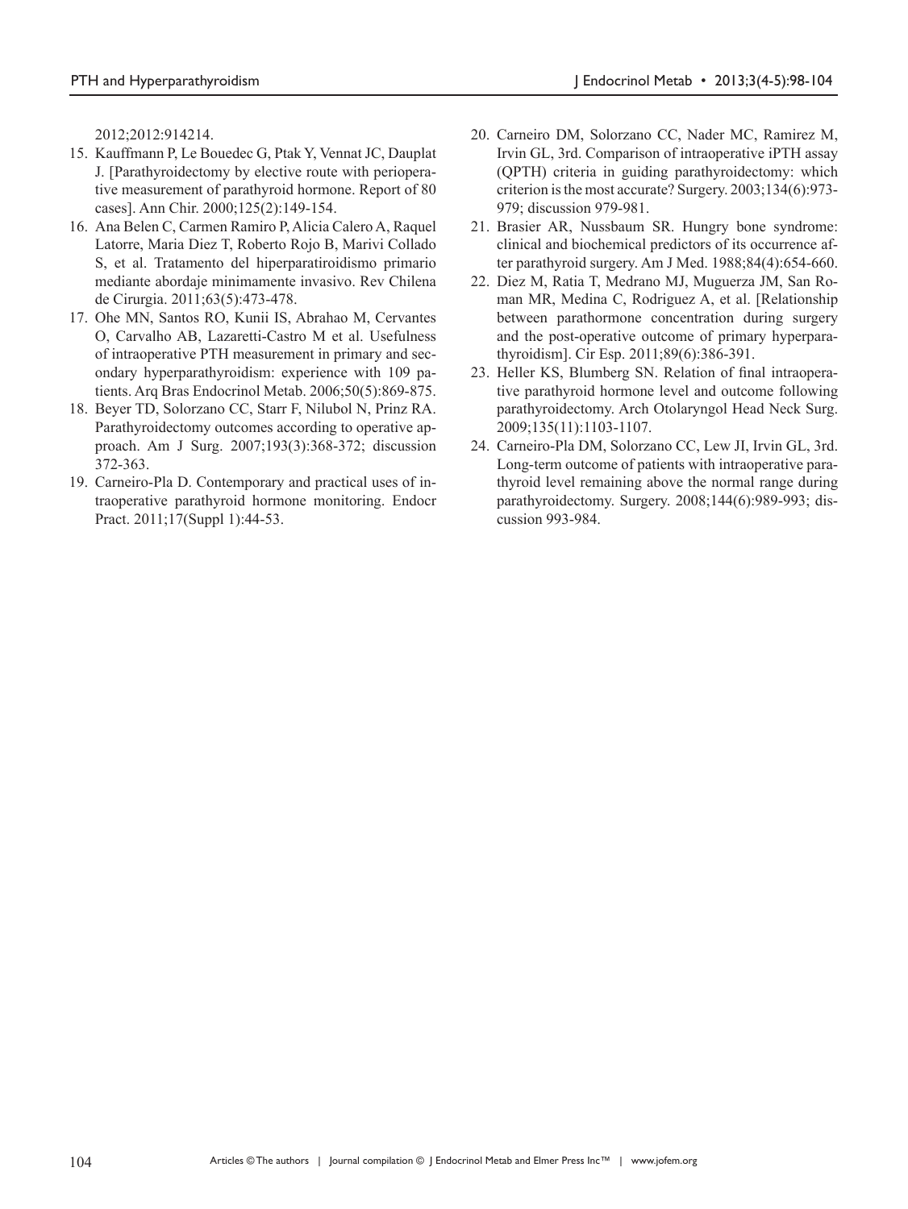2012;2012:914214.

15. Kauffmann P, Le Bouedec G, Ptak Y, Vennat JC, Dauplat J. [Parathyroidectomy by elective route with perioperative measurement of parathyroid hormone. Report of 80 cases]. Ann Chir. 2000;125(2):149-154.
16. Ana Belen C, Carmen Ramiro P, Alicia Calero A, Raquel Latorre, Maria Diez T, Roberto Rojo B, Marivi Collado S, et al. Tratamento del hiperparatiroidismo primario mediante abordaje minimamente invasivo. Rev Chilena de Cirurgia. 2011;63(5):473-478.
17. Ohe MN, Santos RO, Kunii IS, Abrahao M, Cervantes O, Carvalho AB, Lazaretti-Castro M et al. Usefulness of intraoperative PTH measurement in primary and secondary hyperparathyroidism: experience with 109 patients. Arq Bras Endocrinol Metab. 2006;50(5):869-875.
18. Beyer TD, Solorzano CC, Starr F, Nilubol N, Prinz RA. Parathyroidectomy outcomes according to operative approach. Am J Surg. 2007;193(3):368-372; discussion 372-363.
19. Carneiro-Pla D. Contemporary and practical uses of intraoperative parathyroid hormone monitoring. Endocr Pract. 2011;17(Suppl 1):44-53.
20. Carneiro DM, Solorzano CC, Nader MC, Ramirez M, Irvin GL, 3rd. Comparison of intraoperative iPTH assay (QPTH) criteria in guiding parathyroidectomy: which criterion is the most accurate? Surgery. 2003;134(6):973-979; discussion 979-981.
21. Brasier AR, Nussbaum SR. Hungry bone syndrome: clinical and biochemical predictors of its occurrence after parathyroid surgery. Am J Med. 1988;84(4):654-660.
22. Diez M, Ratia T, Medrano MJ, Muguerza JM, San Roman MR, Medina C, Rodriguez A, et al. [Relationship between parathormone concentration during surgery and the post-operative outcome of primary hyperparathyroidism]. Cir Esp. 2011;89(6):386-391.
23. Heller KS, Blumberg SN. Relation of final intraoperative parathyroid hormone level and outcome following parathyroidectomy. Arch Otolaryngol Head Neck Surg. 2009;135(11):1103-1107.
24. Carneiro-Pla DM, Solorzano CC, Lew JI, Irvin GL, 3rd. Long-term outcome of patients with intraoperative parathyroid level remaining above the normal range during parathyroidectomy. Surgery. 2008;144(6):989-993; discussion 993-984.